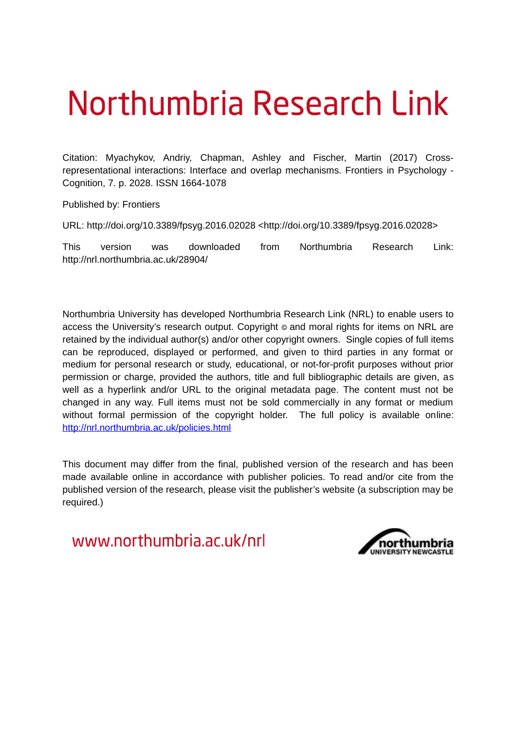# Northumbria Research Link

Citation: Myachykov, Andriy, Chapman, Ashley and Fischer, Martin (2017) Cross-representational interactions: Interface and overlap mechanisms. Frontiers in Psychology - Cognition, 7. p. 2028. ISSN 1664-1078

Published by: Frontiers

URL: http://doi.org/10.3389/fpsyg.2016.02028 <http://doi.org/10.3389/fpsyg.2016.02028>

This version was downloaded from Northumbria Research Link: http://nrl.northumbria.ac.uk/28904/

Northumbria University has developed Northumbria Research Link (NRL) to enable users to access the University's research output. Copyright © and moral rights for items on NRL are retained by the individual author(s) and/or other copyright owners. Single copies of full items can be reproduced, displayed or performed, and given to third parties in any format or medium for personal research or study, educational, or not-for-profit purposes without prior permission or charge, provided the authors, title and full bibliographic details are given, as well as a hyperlink and/or URL to the original metadata page. The content must not be changed in any way. Full items must not be sold commercially in any format or medium without formal permission of the copyright holder. The full policy is available online: http://nrl.northumbria.ac.uk/policies.html

This document may differ from the final, published version of the research and has been made available online in accordance with publisher policies. To read and/or cite from the published version of the research, please visit the publisher's website (a subscription may be required.)

www.northumbria.ac.uk/nrl

northumbria
UNIVERSITY NEWCASTLE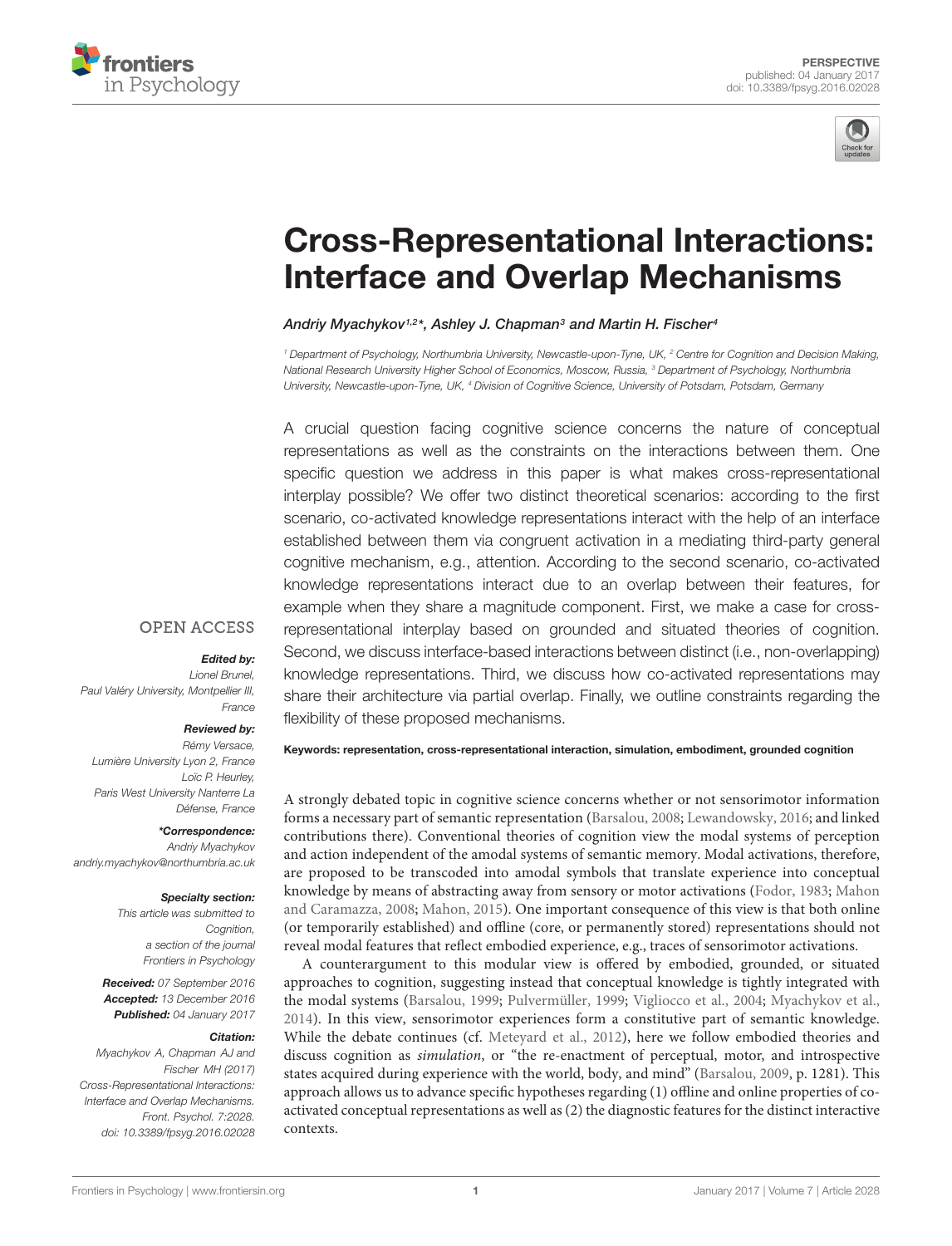# Cross-Representational Interactions: Interface and Overlap Mechanisms

*Andriy Myachykov[1,2]\*, Ashley J. Chapman[3] and Martin H. Fischer[4]*

[1] Department of Psychology, Northumbria University, Newcastle-upon-Tyne, UK, [2] Centre for Cognition and Decision Making, National Research University Higher School of Economics, Moscow, Russia, [3] Department of Psychology, Northumbria University, Newcastle-upon-Tyne, UK, [4] Division of Cognitive Science, University of Potsdam, Potsdam, Germany

A crucial question facing cognitive science concerns the nature of conceptual representations as well as the constraints on the interactions between them. One specific question we address in this paper is what makes cross-representational interplay possible? We offer two distinct theoretical scenarios: according to the first scenario, co-activated knowledge representations interact with the help of an interface established between them via congruent activation in a mediating third-party general cognitive mechanism, e.g., attention. According to the second scenario, co-activated knowledge representations interact due to an overlap between their features, for example when they share a magnitude component. First, we make a case for cross-representational interplay based on grounded and situated theories of cognition. Second, we discuss interface-based interactions between distinct (i.e., non-overlapping) knowledge representations. Third, we discuss how co-activated representations may share their architecture via partial overlap. Finally, we outline constraints regarding the flexibility of these proposed mechanisms.

**Keywords: representation, cross-representational interaction, simulation, embodiment, grounded cognition**

OPEN ACCESS

***Edited by:***
*Lionel Brunel,*
*Paul Valéry University, Montpellier III, France*

***Reviewed by:***
*Rémy Versace,*
*Lumière University Lyon 2, France*
*Loïc P. Heurley,*
*Paris West University Nanterre La Défense, France*

***\*Correspondence:***
*Andriy Myachykov*
*andriy.myachykov@northumbria.ac.uk*

***Specialty section:***
*This article was submitted to Cognition, a section of the journal Frontiers in Psychology*

***Received:*** *07 September 2016*
***Accepted:*** *13 December 2016*
***Published:*** *04 January 2017*

***Citation:***
*Myachykov A, Chapman AJ and Fischer MH (2017) Cross-Representational Interactions: Interface and Overlap Mechanisms. Front. Psychol. 7:2028. doi: 10.3389/fpsyg.2016.02028*

A strongly debated topic in cognitive science concerns whether or not sensorimotor information forms a necessary part of semantic representation (Barsalou, 2008; Lewandowsky, 2016; and linked contributions there). Conventional theories of cognition view the modal systems of perception and action independent of the amodal systems of semantic memory. Modal activations, therefore, are proposed to be transcoded into amodal symbols that translate experience into conceptual knowledge by means of abstracting away from sensory or motor activations (Fodor, 1983; Mahon and Caramazza, 2008; Mahon, 2015). One important consequence of this view is that both online (or temporarily established) and offline (core, or permanently stored) representations should not reveal modal features that reflect embodied experience, e.g., traces of sensorimotor activations.

A counterargument to this modular view is offered by embodied, grounded, or situated approaches to cognition, suggesting instead that conceptual knowledge is tightly integrated with the modal systems (Barsalou, 1999; Pulvermüller, 1999; Vigliocco et al., 2004; Myachykov et al., 2014). In this view, sensorimotor experiences form a constitutive part of semantic knowledge. While the debate continues (cf. Meteyard et al., 2012), here we follow embodied theories and discuss cognition as *simulation*, or "the re-enactment of perceptual, motor, and introspective states acquired during experience with the world, body, and mind" (Barsalou, 2009, p. 1281). This approach allows us to advance specific hypotheses regarding (1) offline and online properties of co-activated conceptual representations as well as (2) the diagnostic features for the distinct interactive contexts.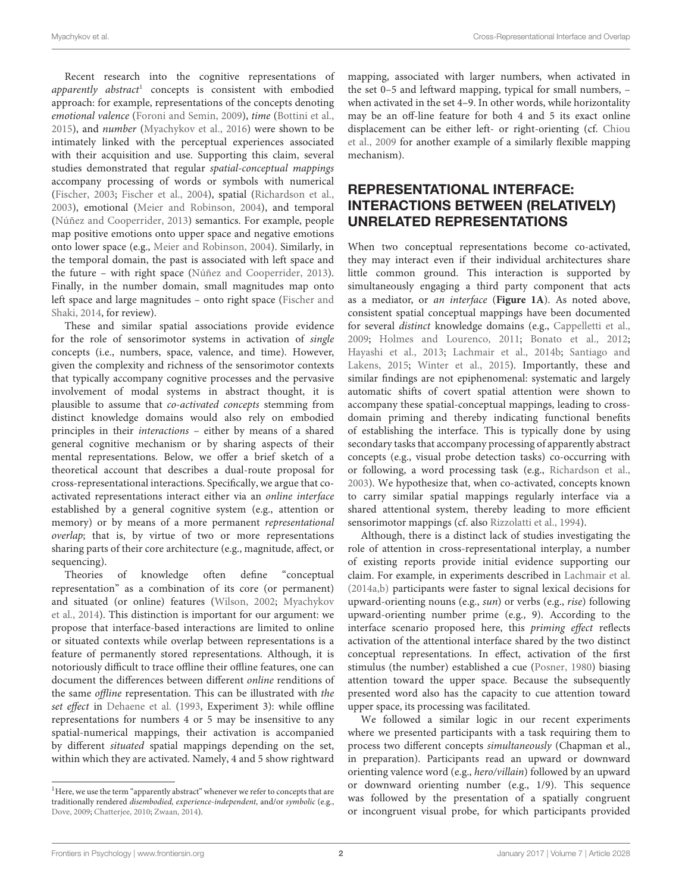Recent research into the cognitive representations of *apparently abstract*[1] concepts is consistent with embodied approach: for example, representations of the concepts denoting *emotional valence* (Foroni and Semin, 2009), *time* (Bottini et al., 2015), and *number* (Myachykov et al., 2016) were shown to be intimately linked with the perceptual experiences associated with their acquisition and use. Supporting this claim, several studies demonstrated that regular *spatial-conceptual mappings* accompany processing of words or symbols with numerical (Fischer, 2003; Fischer et al., 2004), spatial (Richardson et al., 2003), emotional (Meier and Robinson, 2004), and temporal (Núñez and Cooperrider, 2013) semantics. For example, people map positive emotions onto upper space and negative emotions onto lower space (e.g., Meier and Robinson, 2004). Similarly, in the temporal domain, the past is associated with left space and the future – with right space (Núñez and Cooperrider, 2013). Finally, in the number domain, small magnitudes map onto left space and large magnitudes – onto right space (Fischer and Shaki, 2014, for review).

These and similar spatial associations provide evidence for the role of sensorimotor systems in activation of *single* concepts (i.e., numbers, space, valence, and time). However, given the complexity and richness of the sensorimotor contexts that typically accompany cognitive processes and the pervasive involvement of modal systems in abstract thought, it is plausible to assume that *co-activated concepts* stemming from distinct knowledge domains would also rely on embodied principles in their *interactions* – either by means of a shared general cognitive mechanism or by sharing aspects of their mental representations. Below, we offer a brief sketch of a theoretical account that describes a dual-route proposal for cross-representational interactions. Specifically, we argue that co-activated representations interact either via an *online interface* established by a general cognitive system (e.g., attention or memory) or by means of a more permanent *representational overlap*; that is, by virtue of two or more representations sharing parts of their core architecture (e.g., magnitude, affect, or sequencing).

Theories of knowledge often define "conceptual representation" as a combination of its core (or permanent) and situated (or online) features (Wilson, 2002; Myachykov et al., 2014). This distinction is important for our argument: we propose that interface-based interactions are limited to online or situated contexts while overlap between representations is a feature of permanently stored representations. Although, it is notoriously difficult to trace offline their offline features, one can document the differences between different *online* renditions of the same *offline* representation. This can be illustrated with *the set effect* in Dehaene et al. (1993, Experiment 3): while offline representations for numbers 4 or 5 may be insensitive to any spatial-numerical mappings, their activation is accompanied by different *situated* spatial mappings depending on the set, within which they are activated. Namely, 4 and 5 show rightward mapping, associated with larger numbers, when activated in the set 0–5 and leftward mapping, typical for small numbers, – when activated in the set 4–9. In other words, while horizontality may be an off-line feature for both 4 and 5 its exact online displacement can be either left- or right-orienting (cf. Chiou et al., 2009 for another example of a similarly flexible mapping mechanism).

## REPRESENTATIONAL INTERFACE: INTERACTIONS BETWEEN (RELATIVELY) UNRELATED REPRESENTATIONS

When two conceptual representations become co-activated, they may interact even if their individual architectures share little common ground. This interaction is supported by simultaneously engaging a third party component that acts as a mediator, or *an interface* (**Figure 1A**). As noted above, consistent spatial conceptual mappings have been documented for several *distinct* knowledge domains (e.g., Cappelletti et al., 2009; Holmes and Lourenco, 2011; Bonato et al., 2012; Hayashi et al., 2013; Lachmair et al., 2014b; Santiago and Lakens, 2015; Winter et al., 2015). Importantly, these and similar findings are not epiphenomenal: systematic and largely automatic shifts of covert spatial attention were shown to accompany these spatial-conceptual mappings, leading to cross-domain priming and thereby indicating functional benefits of establishing the interface. This is typically done by using secondary tasks that accompany processing of apparently abstract concepts (e.g., visual probe detection tasks) co-occurring with or following, a word processing task (e.g., Richardson et al., 2003). We hypothesize that, when co-activated, concepts known to carry similar spatial mappings regularly interface via a shared attentional system, thereby leading to more efficient sensorimotor mappings (cf. also Rizzolatti et al., 1994).

Although, there is a distinct lack of studies investigating the role of attention in cross-representational interplay, a number of existing reports provide initial evidence supporting our claim. For example, in experiments described in Lachmair et al. (2014a,b) participants were faster to signal lexical decisions for upward-orienting nouns (e.g., *sun*) or verbs (e.g., *rise*) following upward-orienting number prime (e.g., 9). According to the interface scenario proposed here, this *priming effect* reflects activation of the attentional interface shared by the two distinct conceptual representations. In effect, activation of the first stimulus (the number) established a cue (Posner, 1980) biasing attention toward the upper space. Because the subsequently presented word also has the capacity to cue attention toward upper space, its processing was facilitated.

We followed a similar logic in our recent experiments where we presented participants with a task requiring them to process two different concepts *simultaneously* (Chapman et al., in preparation). Participants read an upward or downward orienting valence word (e.g., *hero/villain*) followed by an upward or downward orienting number (e.g., 1/9). This sequence was followed by the presentation of a spatially congruent or incongruent visual probe, for which participants provided

[1] Here, we use the term "apparently abstract" whenever we refer to concepts that are traditionally rendered *disembodied, experience-independent,* and/or *symbolic* (e.g., Dove, 2009; Chatterjee, 2010; Zwaan, 2014).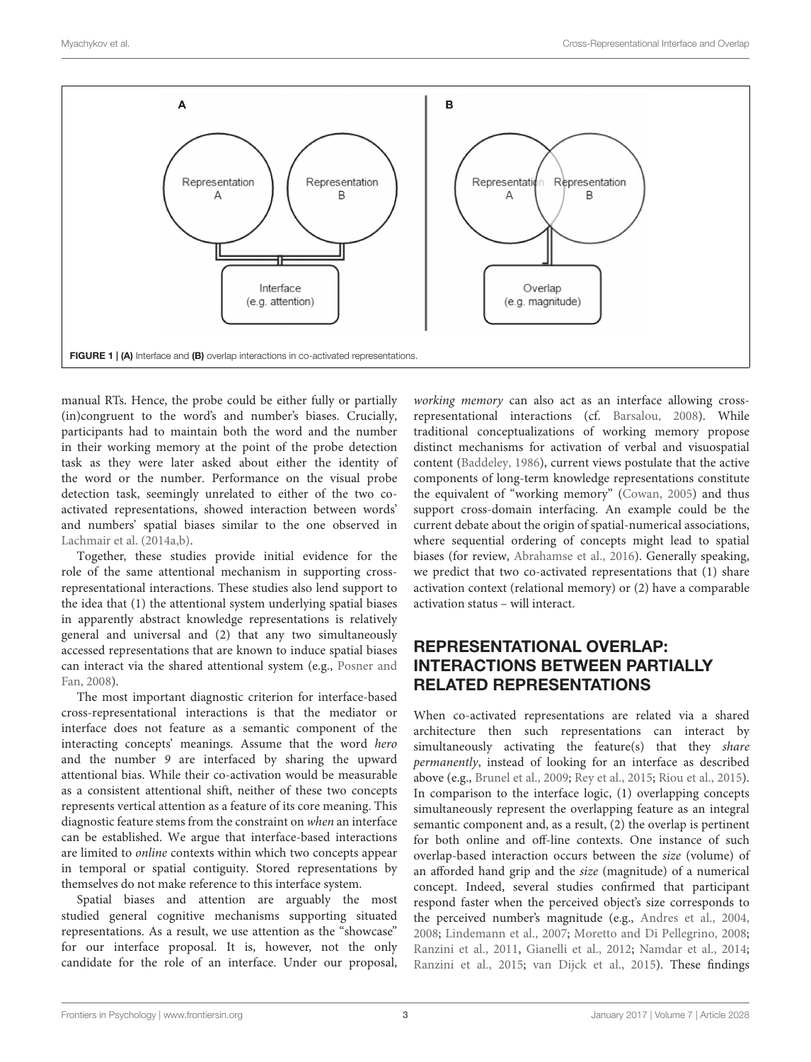FIGURE 1 | (A) Interface and (B) overlap interactions in co-activated representations.

manual RTs. Hence, the probe could be either fully or partially (in)congruent to the word's and number's biases. Crucially, participants had to maintain both the word and the number in their working memory at the point of the probe detection task as they were later asked about either the identity of the word or the number. Performance on the visual probe detection task, seemingly unrelated to either of the two co-activated representations, showed interaction between words' and numbers' spatial biases similar to the one observed in Lachmair et al. (2014a,b).

Together, these studies provide initial evidence for the role of the same attentional mechanism in supporting cross-representational interactions. These studies also lend support to the idea that (1) the attentional system underlying spatial biases in apparently abstract knowledge representations is relatively general and universal and (2) that any two simultaneously accessed representations that are known to induce spatial biases can interact via the shared attentional system (e.g., Posner and Fan, 2008).

The most important diagnostic criterion for interface-based cross-representational interactions is that the mediator or interface does not feature as a semantic component of the interacting concepts' meanings. Assume that the word *hero* and the number *9* are interfaced by sharing the upward attentional bias. While their co-activation would be measurable as a consistent attentional shift, neither of these two concepts represents vertical attention as a feature of its core meaning. This diagnostic feature stems from the constraint on *when* an interface can be established. We argue that interface-based interactions are limited to *online* contexts within which two concepts appear in temporal or spatial contiguity. Stored representations by themselves do not make reference to this interface system.

Spatial biases and attention are arguably the most studied general cognitive mechanisms supporting situated representations. As a result, we use attention as the "showcase" for our interface proposal. It is, however, not the only candidate for the role of an interface. Under our proposal, *working memory* can also act as an interface allowing cross-representational interactions (cf. Barsalou, 2008). While traditional conceptualizations of working memory propose distinct mechanisms for activation of verbal and visuospatial content (Baddeley, 1986), current views postulate that the active components of long-term knowledge representations constitute the equivalent of "working memory" (Cowan, 2005) and thus support cross-domain interfacing. An example could be the current debate about the origin of spatial-numerical associations, where sequential ordering of concepts might lead to spatial biases (for review, Abrahamse et al., 2016). Generally speaking, we predict that two co-activated representations that (1) share activation context (relational memory) or (2) have a comparable activation status – will interact.

## REPRESENTATIONAL OVERLAP: INTERACTIONS BETWEEN PARTIALLY RELATED REPRESENTATIONS

When co-activated representations are related via a shared architecture then such representations can interact by simultaneously activating the feature(s) that they *share permanently*, instead of looking for an interface as described above (e.g., Brunel et al., 2009; Rey et al., 2015; Riou et al., 2015). In comparison to the interface logic, (1) overlapping concepts simultaneously represent the overlapping feature as an integral semantic component and, as a result, (2) the overlap is pertinent for both online and off-line contexts. One instance of such overlap-based interaction occurs between the *size* (volume) of an afforded hand grip and the *size* (magnitude) of a numerical concept. Indeed, several studies confirmed that participant respond faster when the perceived object's size corresponds to the perceived number's magnitude (e.g., Andres et al., 2004, 2008; Lindemann et al., 2007; Moretto and Di Pellegrino, 2008; Ranzini et al., 2011, Gianelli et al., 2012; Namdar et al., 2014; Ranzini et al., 2015; van Dijck et al., 2015). These findings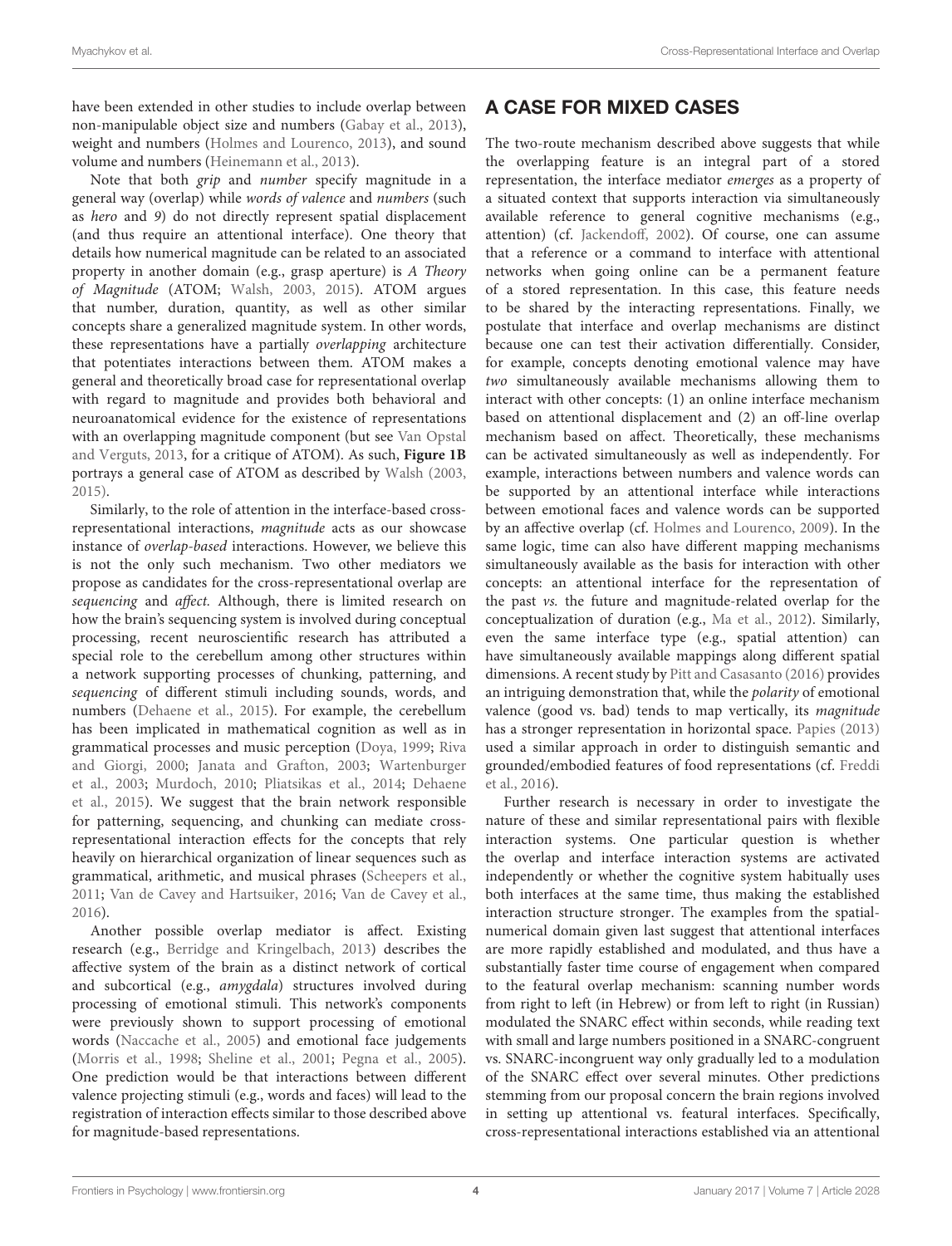have been extended in other studies to include overlap between non-manipulable object size and numbers (Gabay et al., 2013), weight and numbers (Holmes and Lourenco, 2013), and sound volume and numbers (Heinemann et al., 2013).

Note that both *grip* and *number* specify magnitude in a general way (overlap) while *words of valence* and *numbers* (such as *hero* and *9*) do not directly represent spatial displacement (and thus require an attentional interface). One theory that details how numerical magnitude can be related to an associated property in another domain (e.g., grasp aperture) is *A Theory of Magnitude* (ATOM; Walsh, 2003, 2015). ATOM argues that number, duration, quantity, as well as other similar concepts share a generalized magnitude system. In other words, these representations have a partially *overlapping* architecture that potentiates interactions between them. ATOM makes a general and theoretically broad case for representational overlap with regard to magnitude and provides both behavioral and neuroanatomical evidence for the existence of representations with an overlapping magnitude component (but see Van Opstal and Verguts, 2013, for a critique of ATOM). As such, **Figure 1B** portrays a general case of ATOM as described by Walsh (2003, 2015).

Similarly, to the role of attention in the interface-based cross-representational interactions, *magnitude* acts as our showcase instance of *overlap-based* interactions. However, we believe this is not the only such mechanism. Two other mediators we propose as candidates for the cross-representational overlap are *sequencing* and *affect*. Although, there is limited research on how the brain's sequencing system is involved during conceptual processing, recent neuroscientific research has attributed a special role to the cerebellum among other structures within a network supporting processes of chunking, patterning, and *sequencing* of different stimuli including sounds, words, and numbers (Dehaene et al., 2015). For example, the cerebellum has been implicated in mathematical cognition as well as in grammatical processes and music perception (Doya, 1999; Riva and Giorgi, 2000; Janata and Grafton, 2003; Wartenburger et al., 2003; Murdoch, 2010; Pliatsikas et al., 2014; Dehaene et al., 2015). We suggest that the brain network responsible for patterning, sequencing, and chunking can mediate cross-representational interaction effects for the concepts that rely heavily on hierarchical organization of linear sequences such as grammatical, arithmetic, and musical phrases (Scheepers et al., 2011; Van de Cavey and Hartsuiker, 2016; Van de Cavey et al., 2016).

Another possible overlap mediator is affect. Existing research (e.g., Berridge and Kringelbach, 2013) describes the affective system of the brain as a distinct network of cortical and subcortical (e.g., *amygdala*) structures involved during processing of emotional stimuli. This network's components were previously shown to support processing of emotional words (Naccache et al., 2005) and emotional face judgements (Morris et al., 1998; Sheline et al., 2001; Pegna et al., 2005). One prediction would be that interactions between different valence projecting stimuli (e.g., words and faces) will lead to the registration of interaction effects similar to those described above for magnitude-based representations.

## A CASE FOR MIXED CASES

The two-route mechanism described above suggests that while the overlapping feature is an integral part of a stored representation, the interface mediator *emerges* as a property of a situated context that supports interaction via simultaneously available reference to general cognitive mechanisms (e.g., attention) (cf. Jackendoff, 2002). Of course, one can assume that a reference or a command to interface with attentional networks when going online can be a permanent feature of a stored representation. In this case, this feature needs to be shared by the interacting representations. Finally, we postulate that interface and overlap mechanisms are distinct because one can test their activation differentially. Consider, for example, concepts denoting emotional valence may have *two* simultaneously available mechanisms allowing them to interact with other concepts: (1) an online interface mechanism based on attentional displacement and (2) an off-line overlap mechanism based on affect. Theoretically, these mechanisms can be activated simultaneously as well as independently. For example, interactions between numbers and valence words can be supported by an attentional interface while interactions between emotional faces and valence words can be supported by an affective overlap (cf. Holmes and Lourenco, 2009). In the same logic, time can also have different mapping mechanisms simultaneously available as the basis for interaction with other concepts: an attentional interface for the representation of the past *vs.* the future and magnitude-related overlap for the conceptualization of duration (e.g., Ma et al., 2012). Similarly, even the same interface type (e.g., spatial attention) can have simultaneously available mappings along different spatial dimensions. A recent study by Pitt and Casasanto (2016) provides an intriguing demonstration that, while the *polarity* of emotional valence (good vs. bad) tends to map vertically, its *magnitude* has a stronger representation in horizontal space. Papies (2013) used a similar approach in order to distinguish semantic and grounded/embodied features of food representations (cf. Freddi et al., 2016).

Further research is necessary in order to investigate the nature of these and similar representational pairs with flexible interaction systems. One particular question is whether the overlap and interface interaction systems are activated independently or whether the cognitive system habitually uses both interfaces at the same time, thus making the established interaction structure stronger. The examples from the spatial-numerical domain given last suggest that attentional interfaces are more rapidly established and modulated, and thus have a substantially faster time course of engagement when compared to the featural overlap mechanism: scanning number words from right to left (in Hebrew) or from left to right (in Russian) modulated the SNARC effect within seconds, while reading text with small and large numbers positioned in a SNARC-congruent vs. SNARC-incongruent way only gradually led to a modulation of the SNARC effect over several minutes. Other predictions stemming from our proposal concern the brain regions involved in setting up attentional vs. featural interfaces. Specifically, cross-representational interactions established via an attentional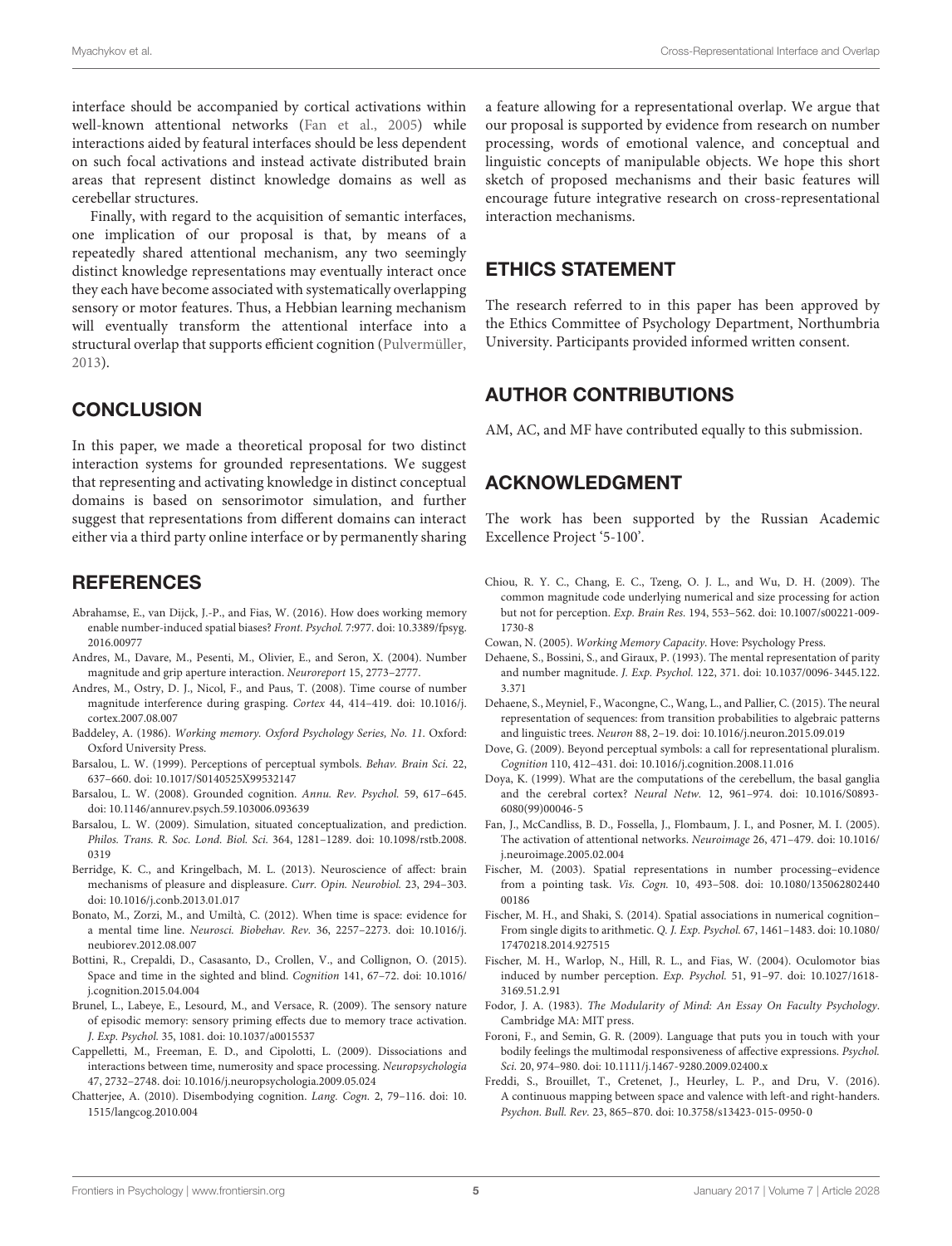interface should be accompanied by cortical activations within well-known attentional networks (Fan et al., 2005) while interactions aided by featural interfaces should be less dependent on such focal activations and instead activate distributed brain areas that represent distinct knowledge domains as well as cerebellar structures.

Finally, with regard to the acquisition of semantic interfaces, one implication of our proposal is that, by means of a repeatedly shared attentional mechanism, any two seemingly distinct knowledge representations may eventually interact once they each have become associated with systematically overlapping sensory or motor features. Thus, a Hebbian learning mechanism will eventually transform the attentional interface into a structural overlap that supports efficient cognition (Pulvermüller, 2013).

## CONCLUSION

In this paper, we made a theoretical proposal for two distinct interaction systems for grounded representations. We suggest that representing and activating knowledge in distinct conceptual domains is based on sensorimotor simulation, and further suggest that representations from different domains can interact either via a third party online interface or by permanently sharing a feature allowing for a representational overlap. We argue that our proposal is supported by evidence from research on number processing, words of emotional valence, and conceptual and linguistic concepts of manipulable objects. We hope this short sketch of proposed mechanisms and their basic features will encourage future integrative research on cross-representational interaction mechanisms.

## ETHICS STATEMENT

The research referred to in this paper has been approved by the Ethics Committee of Psychology Department, Northumbria University. Participants provided informed written consent.

## AUTHOR CONTRIBUTIONS

AM, AC, and MF have contributed equally to this submission.

## ACKNOWLEDGMENT

The work has been supported by the Russian Academic Excellence Project '5-100'.

## REFERENCES

Abrahamse, E., van Dijck, J.-P., and Fias, W. (2016). How does working memory enable number-induced spatial biases? *Front. Psychol.* 7:977. doi: 10.3389/fpsyg.2016.00977

Andres, M., Davare, M., Pesenti, M., Olivier, E., and Seron, X. (2004). Number magnitude and grip aperture interaction. *Neuroreport* 15, 2773–2777.

Andres, M., Ostry, D. J., Nicol, F., and Paus, T. (2008). Time course of number magnitude interference during grasping. *Cortex* 44, 414–419. doi: 10.1016/j.cortex.2007.08.007

Baddeley, A. (1986). *Working memory. Oxford Psychology Series, No. 11*. Oxford: Oxford University Press.

Barsalou, L. W. (1999). Perceptions of perceptual symbols. *Behav. Brain Sci.* 22, 637–660. doi: 10.1017/S0140525X99532147

Barsalou, L. W. (2008). Grounded cognition. *Annu. Rev. Psychol.* 59, 617–645. doi: 10.1146/annurev.psych.59.103006.093639

Barsalou, L. W. (2009). Simulation, situated conceptualization, and prediction. *Philos. Trans. R. Soc. Lond. Biol. Sci.* 364, 1281–1289. doi: 10.1098/rstb.2008.0319

Berridge, K. C., and Kringelbach, M. L. (2013). Neuroscience of affect: brain mechanisms of pleasure and displeasure. *Curr. Opin. Neurobiol.* 23, 294–303. doi: 10.1016/j.conb.2013.01.017

Bonato, M., Zorzi, M., and Umiltà, C. (2012). When time is space: evidence for a mental time line. *Neurosci. Biobehav. Rev.* 36, 2257–2273. doi: 10.1016/j.neubiorev.2012.08.007

Bottini, R., Crepaldi, D., Casasanto, D., Crollen, V., and Collignon, O. (2015). Space and time in the sighted and blind. *Cognition* 141, 67–72. doi: 10.1016/j.cognition.2015.04.004

Brunel, L., Labeye, E., Lesourd, M., and Versace, R. (2009). The sensory nature of episodic memory: sensory priming effects due to memory trace activation. *J. Exp. Psychol.* 35, 1081. doi: 10.1037/a0015537

Cappelletti, M., Freeman, E. D., and Cipolotti, L. (2009). Dissociations and interactions between time, numerosity and space processing. *Neuropsychologia* 47, 2732–2748. doi: 10.1016/j.neuropsychologia.2009.05.024

Chatterjee, A. (2010). Disembodying cognition. *Lang. Cogn.* 2, 79–116. doi: 10.1515/langcog.2010.004

Chiou, R. Y. C., Chang, E. C., Tzeng, O. J. L., and Wu, D. H. (2009). The common magnitude code underlying numerical and size processing for action but not for perception. *Exp. Brain Res.* 194, 553–562. doi: 10.1007/s00221-009-1730-8

Cowan, N. (2005). *Working Memory Capacity*. Hove: Psychology Press.

Dehaene, S., Bossini, S., and Giraux, P. (1993). The mental representation of parity and number magnitude. *J. Exp. Psychol.* 122, 371. doi: 10.1037/0096-3445.122.3.371

Dehaene, S., Meyniel, F., Wacongne, C., Wang, L., and Pallier, C. (2015). The neural representation of sequences: from transition probabilities to algebraic patterns and linguistic trees. *Neuron* 88, 2–19. doi: 10.1016/j.neuron.2015.09.019

Dove, G. (2009). Beyond perceptual symbols: a call for representational pluralism. *Cognition* 110, 412–431. doi: 10.1016/j.cognition.2008.11.016

Doya, K. (1999). What are the computations of the cerebellum, the basal ganglia and the cerebral cortex? *Neural Netw.* 12, 961–974. doi: 10.1016/S0893-6080(99)00046-5

Fan, J., McCandliss, B. D., Fossella, J., Flombaum, J. I., and Posner, M. I. (2005). The activation of attentional networks. *Neuroimage* 26, 471–479. doi: 10.1016/j.neuroimage.2005.02.004

Fischer, M. (2003). Spatial representations in number processing–evidence from a pointing task. *Vis. Cogn.* 10, 493–508. doi: 10.1080/13506280244000186

Fischer, M. H., and Shaki, S. (2014). Spatial associations in numerical cognition–From single digits to arithmetic. *Q. J. Exp. Psychol.* 67, 1461–1483. doi: 10.1080/17470218.2014.927515

Fischer, M. H., Warlop, N., Hill, R. L., and Fias, W. (2004). Oculomotor bias induced by number perception. *Exp. Psychol.* 51, 91–97. doi: 10.1027/1618-3169.51.2.91

Fodor, J. A. (1983). *The Modularity of Mind: An Essay On Faculty Psychology*. Cambridge MA: MIT press.

Foroni, F., and Semin, G. R. (2009). Language that puts you in touch with your bodily feelings the multimodal responsiveness of affective expressions. *Psychol. Sci.* 20, 974–980. doi: 10.1111/j.1467-9280.2009.02400.x

Freddi, S., Brouillet, T., Cretenet, J., Heurley, L. P., and Dru, V. (2016). A continuous mapping between space and valence with left-and right-handers. *Psychon. Bull. Rev.* 23, 865–870. doi: 10.3758/s13423-015-0950-0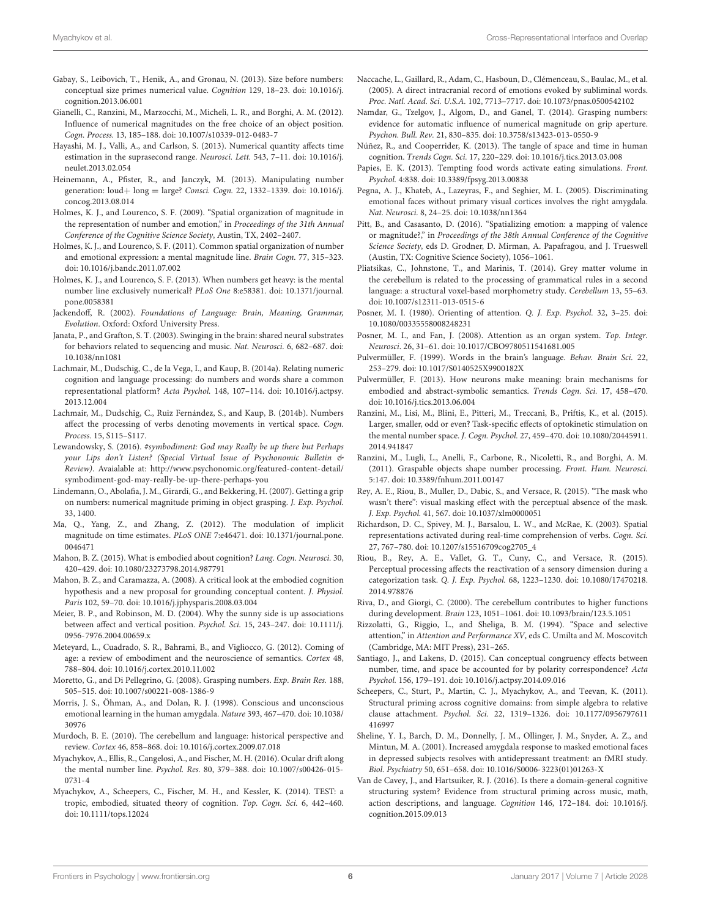Gabay, S., Leibovich, T., Henik, A., and Gronau, N. (2013). Size before numbers: conceptual size primes numerical value. *Cognition* 129, 18–23. doi: 10.1016/j.cognition.2013.06.001

Gianelli, C., Ranzini, M., Marzocchi, M., Micheli, L. R., and Borghi, A. M. (2012). Influence of numerical magnitudes on the free choice of an object position. *Cogn. Process.* 13, 185–188. doi: 10.1007/s10339-012-0483-7

Hayashi, M. J., Valli, A., and Carlson, S. (2013). Numerical quantity affects time estimation in the suprasecond range. *Neurosci. Lett.* 543, 7–11. doi: 10.1016/j.neulet.2013.02.054

Heinemann, A., Pfister, R., and Janczyk, M. (2013). Manipulating number generation: loud+ long = large? *Consci. Cogn.* 22, 1332–1339. doi: 10.1016/j.concog.2013.08.014

Holmes, K. J., and Lourenco, S. F. (2009). "Spatial organization of magnitude in the representation of number and emotion," in *Proceedings of the 31th Annual Conference of the Cognitive Science Society*, Austin, TX, 2402–2407.

Holmes, K. J., and Lourenco, S. F. (2011). Common spatial organization of number and emotional expression: a mental magnitude line. *Brain Cogn.* 77, 315–323. doi: 10.1016/j.bandc.2011.07.002

Holmes, K. J., and Lourenco, S. F. (2013). When numbers get heavy: is the mental number line exclusively numerical? *PLoS One* 8:e58381. doi: 10.1371/journal.pone.0058381

Jackendoff, R. (2002). *Foundations of Language: Brain, Meaning, Grammar, Evolution*. Oxford: Oxford University Press.

Janata, P., and Grafton, S. T. (2003). Swinging in the brain: shared neural substrates for behaviors related to sequencing and music. *Nat. Neurosci.* 6, 682–687. doi: 10.1038/nn1081

Lachmair, M., Dudschig, C., de la Vega, I., and Kaup, B. (2014a). Relating numeric cognition and language processing: do numbers and words share a common representational platform? *Acta Psychol.* 148, 107–114. doi: 10.1016/j.actpsy.2013.12.004

Lachmair, M., Dudschig, C., Ruiz Fernández, S., and Kaup, B. (2014b). Numbers affect the processing of verbs denoting movements in vertical space. *Cogn. Process.* 15, S115–S117.

Lewandowsky, S. (2016). *#symbodiment: God may Really be up there but Perhaps your Lips don't Listen? (Special Virtual Issue of Psychonomic Bulletin & Review)*. Avaialable at: http://www.psychonomic.org/featured-content-detail/symbodiment-god-may-really-be-up-there-perhaps-you

Lindemann, O., Abolafia, J. M., Girardi, G., and Bekkering, H. (2007). Getting a grip on numbers: numerical magnitude priming in object grasping. *J. Exp. Psychol.* 33, 1400.

Ma, Q., Yang, Z., and Zhang, Z. (2012). The modulation of implicit magnitude on time estimates. *PLoS ONE* 7:e46471. doi: 10.1371/journal.pone.0046471

Mahon, B. Z. (2015). What is embodied about cognition? *Lang. Cogn. Neurosci.* 30, 420–429. doi: 10.1080/23273798.2014.987791

Mahon, B. Z., and Caramazza, A. (2008). A critical look at the embodied cognition hypothesis and a new proposal for grounding conceptual content. *J. Physiol. Paris* 102, 59–70. doi: 10.1016/j.jphysparis.2008.03.004

Meier, B. P., and Robinson, M. D. (2004). Why the sunny side is up associations between affect and vertical position. *Psychol. Sci.* 15, 243–247. doi: 10.1111/j.0956-7976.2004.00659.x

Meteyard, L., Cuadrado, S. R., Bahrami, B., and Vigliocco, G. (2012). Coming of age: a review of embodiment and the neuroscience of semantics. *Cortex* 48, 788–804. doi: 10.1016/j.cortex.2010.11.002

Moretto, G., and Di Pellegrino, G. (2008). Grasping numbers. *Exp. Brain Res.* 188, 505–515. doi: 10.1007/s00221-008-1386-9

Morris, J. S., Öhman, A., and Dolan, R. J. (1998). Conscious and unconscious emotional learning in the human amygdala. *Nature* 393, 467–470. doi: 10.1038/30976

Murdoch, B. E. (2010). The cerebellum and language: historical perspective and review. *Cortex* 46, 858–868. doi: 10.1016/j.cortex.2009.07.018

Myachykov, A., Ellis, R., Cangelosi, A., and Fischer, M. H. (2016). Ocular drift along the mental number line. *Psychol. Res.* 80, 379–388. doi: 10.1007/s00426-015-0731-4

Myachykov, A., Scheepers, C., Fischer, M. H., and Kessler, K. (2014). TEST: a tropic, embodied, situated theory of cognition. *Top. Cogn. Sci.* 6, 442–460. doi: 10.1111/tops.12024

Naccache, L., Gaillard, R., Adam, C., Hasboun, D., Clémenceau, S., Baulac, M., et al. (2005). A direct intracranial record of emotions evoked by subliminal words. *Proc. Natl. Acad. Sci. U.S.A.* 102, 7713–7717. doi: 10.1073/pnas.0500542102

Namdar, G., Tzelgov, J., Algom, D., and Ganel, T. (2014). Grasping numbers: evidence for automatic influence of numerical magnitude on grip aperture. *Psychon. Bull. Rev.* 21, 830–835. doi: 10.3758/s13423-013-0550-9

Núñez, R., and Cooperrider, K. (2013). The tangle of space and time in human cognition. *Trends Cogn. Sci.* 17, 220–229. doi: 10.1016/j.tics.2013.03.008

Papies, E. K. (2013). Tempting food words activate eating simulations. *Front. Psychol.* 4:838. doi: 10.3389/fpsyg.2013.00838

Pegna, A. J., Khateb, A., Lazeyras, F., and Seghier, M. L. (2005). Discriminating emotional faces without primary visual cortices involves the right amygdala. *Nat. Neurosci.* 8, 24–25. doi: 10.1038/nn1364

Pitt, B., and Casasanto, D. (2016). "Spatializing emotion: a mapping of valence or magnitude?," in *Proceedings of the 38th Annual Conference of the Cognitive Science Society*, eds D. Grodner, D. Mirman, A. Papafragou, and J. Trueswell (Austin, TX: Cognitive Science Society), 1056–1061.

Pliatsikas, C., Johnstone, T., and Marinis, T. (2014). Grey matter volume in the cerebellum is related to the processing of grammatical rules in a second language: a structural voxel-based morphometry study. *Cerebellum* 13, 55–63. doi: 10.1007/s12311-013-0515-6

Posner, M. I. (1980). Orienting of attention. *Q. J. Exp. Psychol.* 32, 3–25. doi: 10.1080/00335558008248231

Posner, M. I., and Fan, J. (2008). Attention as an organ system. *Top. Integr. Neurosci.* 26, 31–61. doi: 10.1017/CBO9780511541681.005

Pulvermüller, F. (1999). Words in the brain's language. *Behav. Brain Sci.* 22, 253–279. doi: 10.1017/S0140525X9900182X

Pulvermüller, F. (2013). How neurons make meaning: brain mechanisms for embodied and abstract-symbolic semantics. *Trends Cogn. Sci.* 17, 458–470. doi: 10.1016/j.tics.2013.06.004

Ranzini, M., Lisi, M., Blini, E., Pitteri, M., Treccani, B., Priftis, K., et al. (2015). Larger, smaller, odd or even? Task-specific effects of optokinetic stimulation on the mental number space. *J. Cogn. Psychol.* 27, 459–470. doi: 10.1080/20445911.2014.941847

Ranzini, M., Lugli, L., Anelli, F., Carbone, R., Nicoletti, R., and Borghi, A. M. (2011). Graspable objects shape number processing. *Front. Hum. Neurosci.* 5:147. doi: 10.3389/fnhum.2011.00147

Rey, A. E., Riou, B., Muller, D., Dabic, S., and Versace, R. (2015). "The mask who wasn't there": visual masking effect with the perceptual absence of the mask. *J. Exp. Psychol.* 41, 567. doi: 10.1037/xlm0000051

Richardson, D. C., Spivey, M. J., Barsalou, L. W., and McRae, K. (2003). Spatial representations activated during real-time comprehension of verbs. *Cogn. Sci.* 27, 767–780. doi: 10.1207/s15516709cog2705_4

Riou, B., Rey, A. E., Vallet, G. T., Cuny, C., and Versace, R. (2015). Perceptual processing affects the reactivation of a sensory dimension during a categorization task. *Q. J. Exp. Psychol.* 68, 1223–1230. doi: 10.1080/17470218.2014.978876

Riva, D., and Giorgi, C. (2000). The cerebellum contributes to higher functions during development. *Brain* 123, 1051–1061. doi: 10.1093/brain/123.5.1051

Rizzolatti, G., Riggio, L., and Sheliga, B. M. (1994). "Space and selective attention," in *Attention and Performance XV*, eds C. Umilta and M. Moscovitch (Cambridge, MA: MIT Press), 231–265.

Santiago, J., and Lakens, D. (2015). Can conceptual congruency effects between number, time, and space be accounted for by polarity correspondence? *Acta Psychol.* 156, 179–191. doi: 10.1016/j.actpsy.2014.09.016

Scheepers, C., Sturt, P., Martin, C. J., Myachykov, A., and Teevan, K. (2011). Structural priming across cognitive domains: from simple algebra to relative clause attachment. *Psychol. Sci.* 22, 1319–1326. doi: 10.1177/0956797611416997

Sheline, Y. I., Barch, D. M., Donnelly, J. M., Ollinger, J. M., Snyder, A. Z., and Mintun, M. A. (2001). Increased amygdala response to masked emotional faces in depressed subjects resolves with antidepressant treatment: an fMRI study. *Biol. Psychiatry* 50, 651–658. doi: 10.1016/S0006-3223(01)01263-X

Van de Cavey, J., and Hartsuiker, R. J. (2016). Is there a domain-general cognitive structuring system? Evidence from structural priming across music, math, action descriptions, and language. *Cognition* 146, 172–184. doi: 10.1016/j.cognition.2015.09.013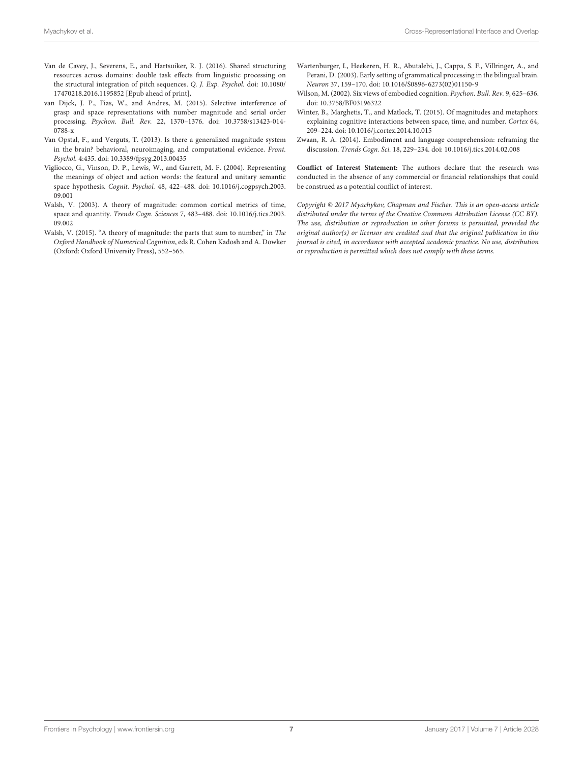Van de Cavey, J., Severens, E., and Hartsuiker, R. J. (2016). Shared structuring resources across domains: double task effects from linguistic processing on the structural integration of pitch sequences. *Q. J. Exp. Psychol.* doi: 10.1080/17470218.2016.1195852 [Epub ahead of print],

van Dijck, J. P., Fias, W., and Andres, M. (2015). Selective interference of grasp and space representations with number magnitude and serial order processing. *Psychon. Bull. Rev.* 22, 1370–1376. doi: 10.3758/s13423-014-0788-x

Van Opstal, F., and Verguts, T. (2013). Is there a generalized magnitude system in the brain? behavioral, neuroimaging, and computational evidence. *Front. Psychol.* 4:435. doi: 10.3389/fpsyg.2013.00435

Vigliocco, G., Vinson, D. P., Lewis, W., and Garrett, M. F. (2004). Representing the meanings of object and action words: the featural and unitary semantic space hypothesis. *Cognit. Psychol.* 48, 422–488. doi: 10.1016/j.cogpsych.2003.09.001

Walsh, V. (2003). A theory of magnitude: common cortical metrics of time, space and quantity. *Trends Cogn. Sciences* 7, 483–488. doi: 10.1016/j.tics.2003.09.002

Walsh, V. (2015). "A theory of magnitude: the parts that sum to number," in *The Oxford Handbook of Numerical Cognition*, eds R. Cohen Kadosh and A. Dowker (Oxford: Oxford University Press), 552–565.

Wartenburger, I., Heekeren, H. R., Abutalebi, J., Cappa, S. F., Villringer, A., and Perani, D. (2003). Early setting of grammatical processing in the bilingual brain. *Neuron* 37, 159–170. doi: 10.1016/S0896-6273(02)01150-9

Wilson, M. (2002). Six views of embodied cognition. *Psychon. Bull. Rev.* 9, 625–636. doi: 10.3758/BF03196322

Winter, B., Marghetis, T., and Matlock, T. (2015). Of magnitudes and metaphors: explaining cognitive interactions between space, time, and number. *Cortex* 64, 209–224. doi: 10.1016/j.cortex.2014.10.015

Zwaan, R. A. (2014). Embodiment and language comprehension: reframing the discussion. *Trends Cogn. Sci.* 18, 229–234. doi: 10.1016/j.tics.2014.02.008

**Conflict of Interest Statement:** The authors declare that the research was conducted in the absence of any commercial or financial relationships that could be construed as a potential conflict of interest.

*Copyright © 2017 Myachykov, Chapman and Fischer. This is an open-access article distributed under the terms of the Creative Commons Attribution License (CC BY). The use, distribution or reproduction in other forums is permitted, provided the original author(s) or licensor are credited and that the original publication in this journal is cited, in accordance with accepted academic practice. No use, distribution or reproduction is permitted which does not comply with these terms.*